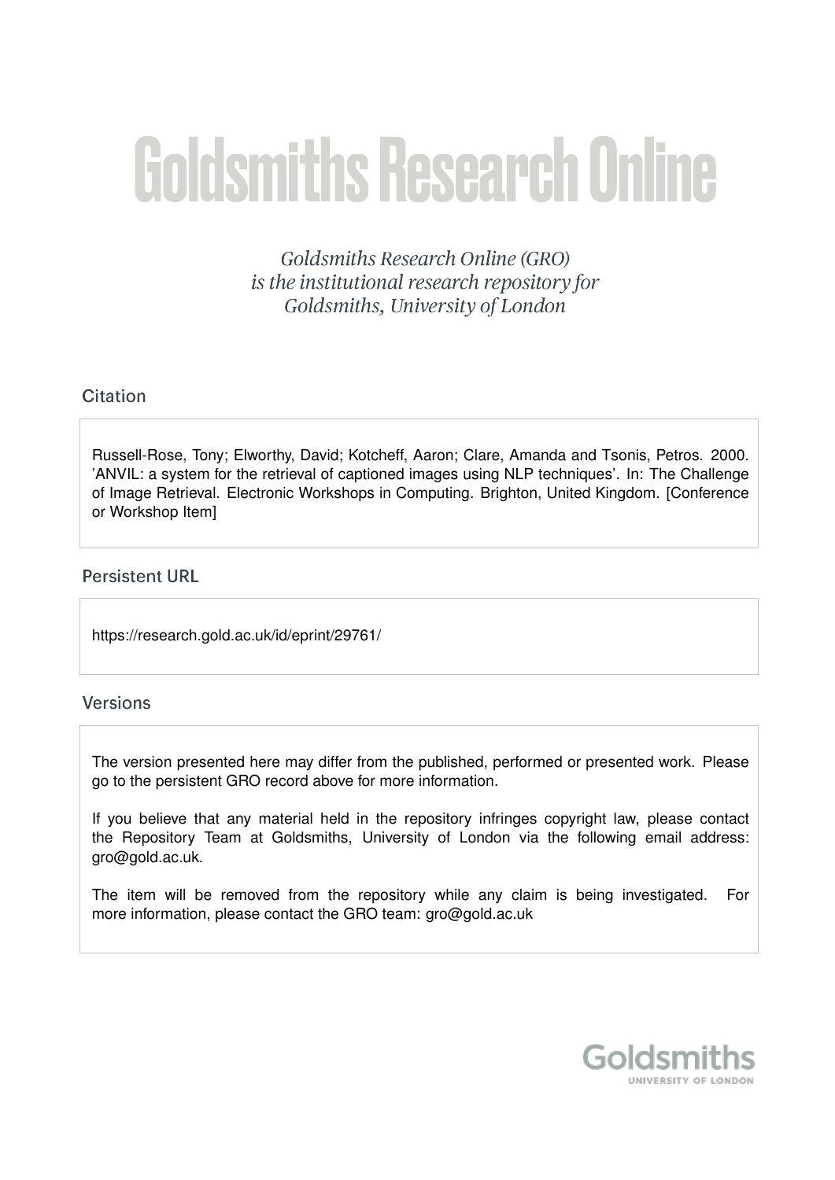# Goldsmiths Research Online

*Goldsmiths Research Online (GRO) is the institutional research repository for Goldsmiths, University of London*

## Citation

Russell-Rose, Tony; Elworthy, David; Kotcheff, Aaron; Clare, Amanda and Tsonis, Petros. 2000. 'ANVIL: a system for the retrieval of captioned images using NLP techniques'. In: The Challenge of Image Retrieval. Electronic Workshops in Computing. Brighton, United Kingdom. [Conference or Workshop Item]

## Persistent URL

https://research.gold.ac.uk/id/eprint/29761/

## Versions

The version presented here may differ from the published, performed or presented work. Please go to the persistent GRO record above for more information.

If you believe that any material held in the repository infringes copyright law, please contact the Repository Team at Goldsmiths, University of London via the following email address: gro@gold.ac.uk.

The item will be removed from the repository while any claim is being investigated. For more information, please contact the GRO team: gro@gold.ac.uk

Goldsmiths
UNIVERSITY OF LONDON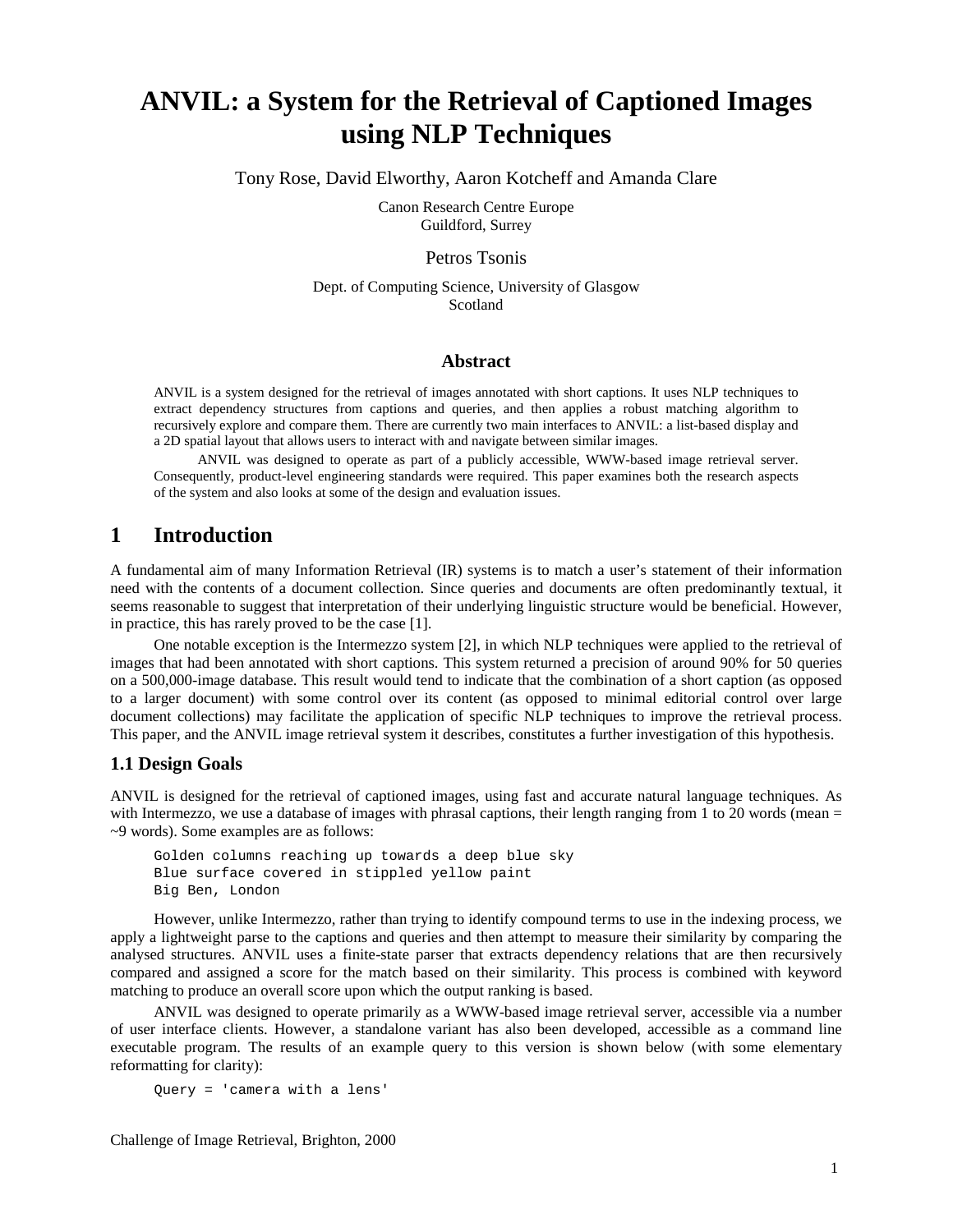# ANVIL: a System for the Retrieval of Captioned Images using NLP Techniques

Tony Rose, David Elworthy, Aaron Kotcheff and Amanda Clare

Canon Research Centre Europe
Guildford, Surrey

Petros Tsonis

Dept. of Computing Science, University of Glasgow
Scotland

### Abstract

ANVIL is a system designed for the retrieval of images annotated with short captions. It uses NLP techniques to extract dependency structures from captions and queries, and then applies a robust matching algorithm to recursively explore and compare them. There are currently two main interfaces to ANVIL: a list-based display and a 2D spatial layout that allows users to interact with and navigate between similar images.

ANVIL was designed to operate as part of a publicly accessible, WWW-based image retrieval server. Consequently, product-level engineering standards were required. This paper examines both the research aspects of the system and also looks at some of the design and evaluation issues.

## 1 Introduction

A fundamental aim of many Information Retrieval (IR) systems is to match a user's statement of their information need with the contents of a document collection. Since queries and documents are often predominantly textual, it seems reasonable to suggest that interpretation of their underlying linguistic structure would be beneficial. However, in practice, this has rarely proved to be the case [1].

One notable exception is the Intermezzo system [2], in which NLP techniques were applied to the retrieval of images that had been annotated with short captions. This system returned a precision of around 90% for 50 queries on a 500,000-image database. This result would tend to indicate that the combination of a short caption (as opposed to a larger document) with some control over its content (as opposed to minimal editorial control over large document collections) may facilitate the application of specific NLP techniques to improve the retrieval process. This paper, and the ANVIL image retrieval system it describes, constitutes a further investigation of this hypothesis.

### 1.1 Design Goals

ANVIL is designed for the retrieval of captioned images, using fast and accurate natural language techniques. As with Intermezzo, we use a database of images with phrasal captions, their length ranging from 1 to 20 words (mean = ~9 words). Some examples are as follows:

```
Golden columns reaching up towards a deep blue sky
Blue surface covered in stippled yellow paint
Big Ben, London
```

However, unlike Intermezzo, rather than trying to identify compound terms to use in the indexing process, we apply a lightweight parse to the captions and queries and then attempt to measure their similarity by comparing the analysed structures. ANVIL uses a finite-state parser that extracts dependency relations that are then recursively compared and assigned a score for the match based on their similarity. This process is combined with keyword matching to produce an overall score upon which the output ranking is based.

ANVIL was designed to operate primarily as a WWW-based image retrieval server, accessible via a number of user interface clients. However, a standalone variant has also been developed, accessible as a command line executable program. The results of an example query to this version is shown below (with some elementary reformatting for clarity):

```
Query = 'camera with a lens'
```

Challenge of Image Retrieval, Brighton, 2000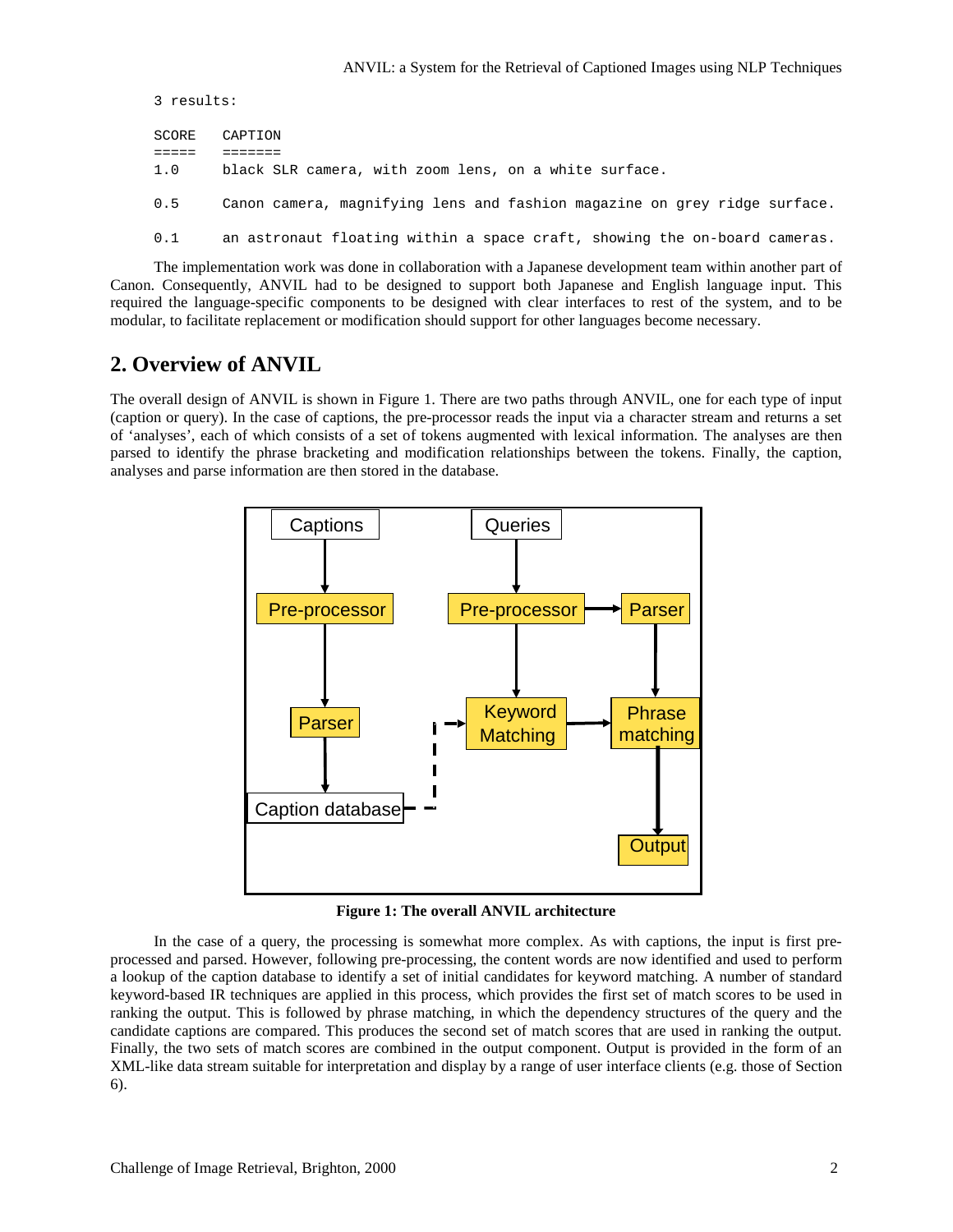```
3 results:

SCORE   CAPTION
=====   =======
1.0     black SLR camera, with zoom lens, on a white surface.

0.5     Canon camera, magnifying lens and fashion magazine on grey ridge surface.

0.1     an astronaut floating within a space craft, showing the on-board cameras.
```

The implementation work was done in collaboration with a Japanese development team within another part of Canon. Consequently, ANVIL had to be designed to support both Japanese and English language input. This required the language-specific components to be designed with clear interfaces to rest of the system, and to be modular, to facilitate replacement or modification should support for other languages become necessary.

## 2. Overview of ANVIL

The overall design of ANVIL is shown in Figure 1. There are two paths through ANVIL, one for each type of input (caption or query). In the case of captions, the pre-processor reads the input via a character stream and returns a set of 'analyses', each of which consists of a set of tokens augmented with lexical information. The analyses are then parsed to identify the phrase bracketing and modification relationships between the tokens. Finally, the caption, analyses and parse information are then stored in the database.

**Figure 1: The overall ANVIL architecture**

In the case of a query, the processing is somewhat more complex. As with captions, the input is first pre-processed and parsed. However, following pre-processing, the content words are now identified and used to perform a lookup of the caption database to identify a set of initial candidates for keyword matching. A number of standard keyword-based IR techniques are applied in this process, which provides the first set of match scores to be used in ranking the output. This is followed by phrase matching, in which the dependency structures of the query and the candidate captions are compared. This produces the second set of match scores that are used in ranking the output. Finally, the two sets of match scores are combined in the output component. Output is provided in the form of an XML-like data stream suitable for interpretation and display by a range of user interface clients (e.g. those of Section 6).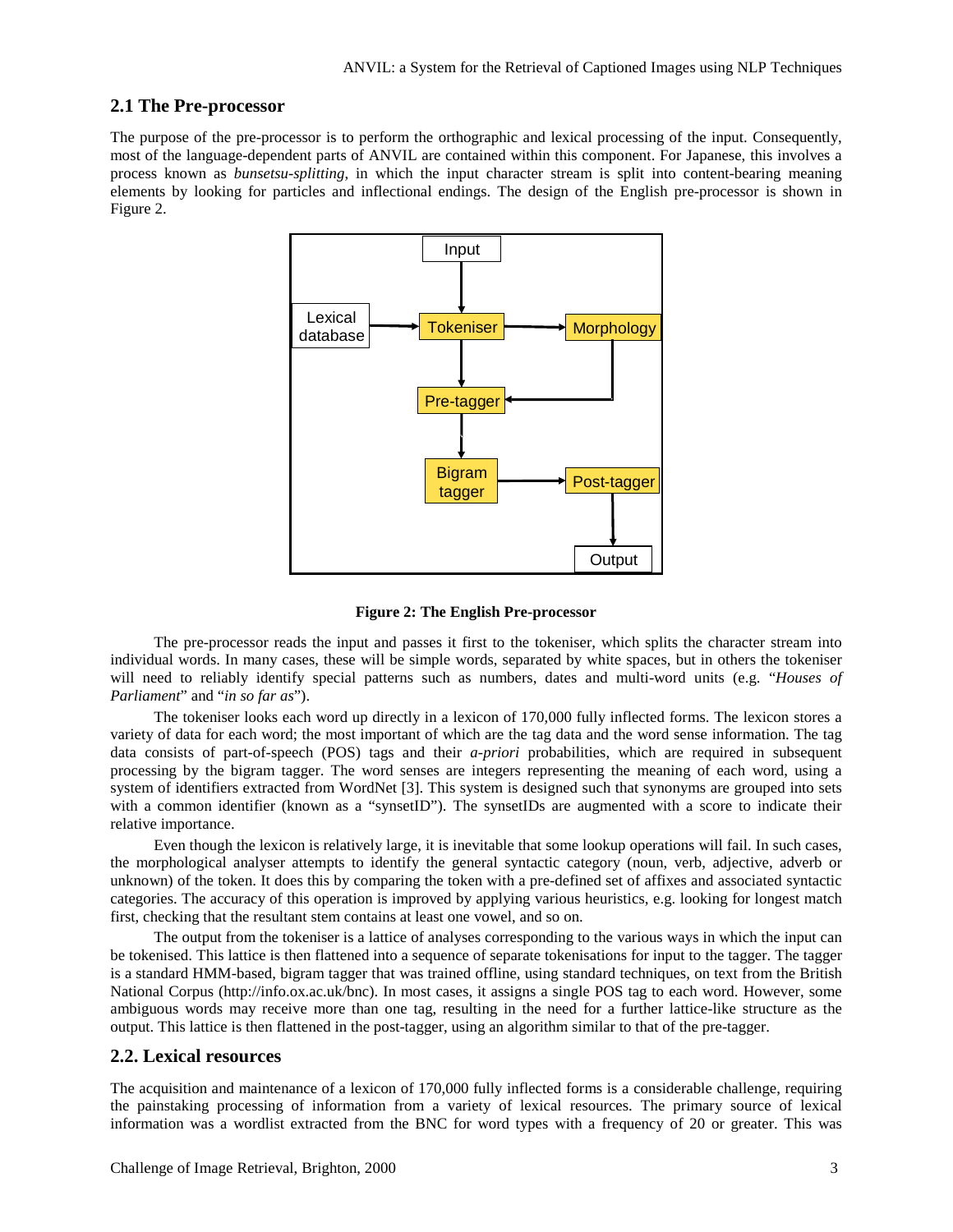## 2.1 The Pre-processor

The purpose of the pre-processor is to perform the orthographic and lexical processing of the input. Consequently, most of the language-dependent parts of ANVIL are contained within this component. For Japanese, this involves a process known as *bunsetsu-splitting*, in which the input character stream is split into content-bearing meaning elements by looking for particles and inflectional endings. The design of the English pre-processor is shown in Figure 2.

**Figure 2: The English Pre-processor**

The pre-processor reads the input and passes it first to the tokeniser, which splits the character stream into individual words. In many cases, these will be simple words, separated by white spaces, but in others the tokeniser will need to reliably identify special patterns such as numbers, dates and multi-word units (e.g. "*Houses of Parliament*" and "*in so far as*").

The tokeniser looks each word up directly in a lexicon of 170,000 fully inflected forms. The lexicon stores a variety of data for each word; the most important of which are the tag data and the word sense information. The tag data consists of part-of-speech (POS) tags and their *a-priori* probabilities, which are required in subsequent processing by the bigram tagger. The word senses are integers representing the meaning of each word, using a system of identifiers extracted from WordNet [3]. This system is designed such that synonyms are grouped into sets with a common identifier (known as a "synsetID"). The synsetIDs are augmented with a score to indicate their relative importance.

Even though the lexicon is relatively large, it is inevitable that some lookup operations will fail. In such cases, the morphological analyser attempts to identify the general syntactic category (noun, verb, adjective, adverb or unknown) of the token. It does this by comparing the token with a pre-defined set of affixes and associated syntactic categories. The accuracy of this operation is improved by applying various heuristics, e.g. looking for longest match first, checking that the resultant stem contains at least one vowel, and so on.

The output from the tokeniser is a lattice of analyses corresponding to the various ways in which the input can be tokenised. This lattice is then flattened into a sequence of separate tokenisations for input to the tagger. The tagger is a standard HMM-based, bigram tagger that was trained offline, using standard techniques, on text from the British National Corpus (http://info.ox.ac.uk/bnc). In most cases, it assigns a single POS tag to each word. However, some ambiguous words may receive more than one tag, resulting in the need for a further lattice-like structure as the output. This lattice is then flattened in the post-tagger, using an algorithm similar to that of the pre-tagger.

## 2.2. Lexical resources

The acquisition and maintenance of a lexicon of 170,000 fully inflected forms is a considerable challenge, requiring the painstaking processing of information from a variety of lexical resources. The primary source of lexical information was a wordlist extracted from the BNC for word types with a frequency of 20 or greater. This was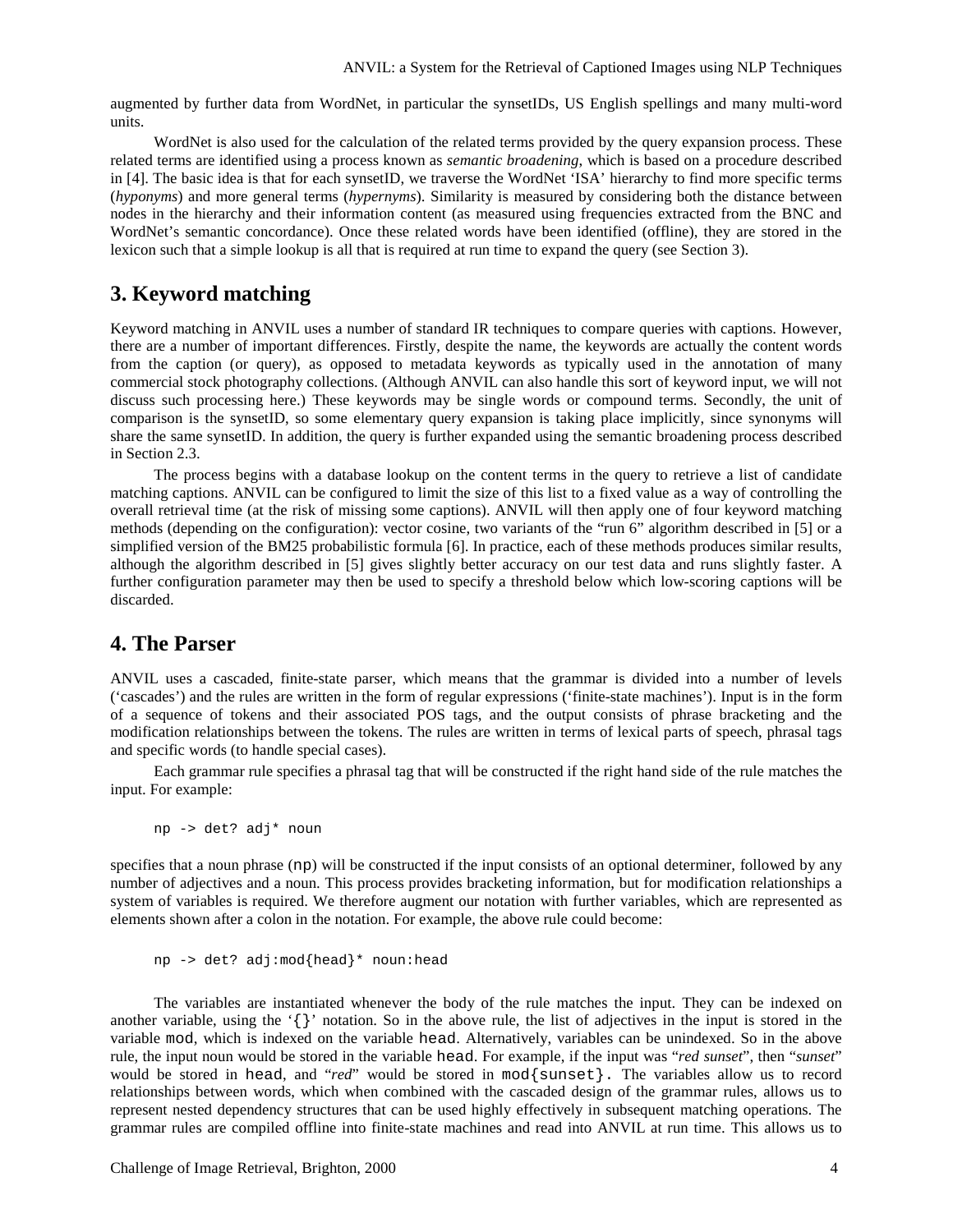augmented by further data from WordNet, in particular the synsetIDs, US English spellings and many multi-word units.

WordNet is also used for the calculation of the related terms provided by the query expansion process. These related terms are identified using a process known as *semantic broadening*, which is based on a procedure described in [4]. The basic idea is that for each synsetID, we traverse the WordNet 'ISA' hierarchy to find more specific terms (*hyponyms*) and more general terms (*hypernyms*). Similarity is measured by considering both the distance between nodes in the hierarchy and their information content (as measured using frequencies extracted from the BNC and WordNet's semantic concordance). Once these related words have been identified (offline), they are stored in the lexicon such that a simple lookup is all that is required at run time to expand the query (see Section 3).

## 3. Keyword matching

Keyword matching in ANVIL uses a number of standard IR techniques to compare queries with captions. However, there are a number of important differences. Firstly, despite the name, the keywords are actually the content words from the caption (or query), as opposed to metadata keywords as typically used in the annotation of many commercial stock photography collections. (Although ANVIL can also handle this sort of keyword input, we will not discuss such processing here.) These keywords may be single words or compound terms. Secondly, the unit of comparison is the synsetID, so some elementary query expansion is taking place implicitly, since synonyms will share the same synsetID. In addition, the query is further expanded using the semantic broadening process described in Section 2.3.

The process begins with a database lookup on the content terms in the query to retrieve a list of candidate matching captions. ANVIL can be configured to limit the size of this list to a fixed value as a way of controlling the overall retrieval time (at the risk of missing some captions). ANVIL will then apply one of four keyword matching methods (depending on the configuration): vector cosine, two variants of the "run 6" algorithm described in [5] or a simplified version of the BM25 probabilistic formula [6]. In practice, each of these methods produces similar results, although the algorithm described in [5] gives slightly better accuracy on our test data and runs slightly faster. A further configuration parameter may then be used to specify a threshold below which low-scoring captions will be discarded.

## 4. The Parser

ANVIL uses a cascaded, finite-state parser, which means that the grammar is divided into a number of levels ('cascades') and the rules are written in the form of regular expressions ('finite-state machines'). Input is in the form of a sequence of tokens and their associated POS tags, and the output consists of phrase bracketing and the modification relationships between the tokens. The rules are written in terms of lexical parts of speech, phrasal tags and specific words (to handle special cases).

Each grammar rule specifies a phrasal tag that will be constructed if the right hand side of the rule matches the input. For example:

```
np -> det? adj* noun
```

specifies that a noun phrase (`np`) will be constructed if the input consists of an optional determiner, followed by any number of adjectives and a noun. This process provides bracketing information, but for modification relationships a system of variables is required. We therefore augment our notation with further variables, which are represented as elements shown after a colon in the notation. For example, the above rule could become:

```
np -> det? adj:mod{head}* noun:head
```

The variables are instantiated whenever the body of the rule matches the input. They can be indexed on another variable, using the '`{}`' notation. So in the above rule, the list of adjectives in the input is stored in the variable `mod`, which is indexed on the variable `head`. Alternatively, variables can be unindexed. So in the above rule, the input noun would be stored in the variable `head`. For example, if the input was "*red sunset*", then "*sunset*" would be stored in `head`, and "*red*" would be stored in `mod{sunset}`. The variables allow us to record relationships between words, which when combined with the cascaded design of the grammar rules, allows us to represent nested dependency structures that can be used highly effectively in subsequent matching operations. The grammar rules are compiled offline into finite-state machines and read into ANVIL at run time. This allows us to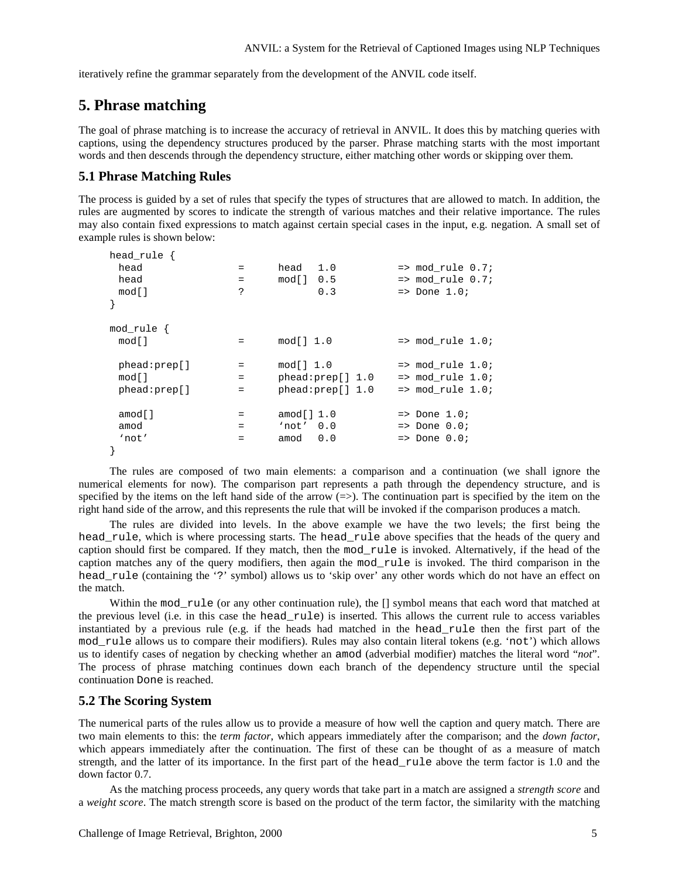iteratively refine the grammar separately from the development of the ANVIL code itself.

## 5. Phrase matching

The goal of phrase matching is to increase the accuracy of retrieval in ANVIL. It does this by matching queries with captions, using the dependency structures produced by the parser. Phrase matching starts with the most important words and then descends through the dependency structure, either matching other words or skipping over them.

### 5.1 Phrase Matching Rules

The process is guided by a set of rules that specify the types of structures that are allowed to match. In addition, the rules are augmented by scores to indicate the strength of various matches and their relative importance. The rules may also contain fixed expressions to match against certain special cases in the input, e.g. negation. A small set of example rules is shown below:

```
head_rule {
  head            =     head   1.0          => mod_rule 0.7;
  head            =     mod[]  0.5          => mod_rule 0.7;
  mod[]           ?            0.3          => Done 1.0;
}

mod_rule {
  mod[]           =     mod[] 1.0           => mod_rule 1.0;

  phead:prep[]    =     mod[] 1.0           => mod_rule 1.0;
  mod[]           =     phead:prep[] 1.0    => mod_rule 1.0;
  phead:prep[]    =     phead:prep[] 1.0    => mod_rule 1.0;

  amod[]          =     amod[] 1.0          => Done 1.0;
  amod            =     'not'  0.0          => Done 0.0;
  'not'           =     amod   0.0          => Done 0.0;
}
```

The rules are composed of two main elements: a comparison and a continuation (we shall ignore the numerical elements for now). The comparison part represents a path through the dependency structure, and is specified by the items on the left hand side of the arrow (=>). The continuation part is specified by the item on the right hand side of the arrow, and this represents the rule that will be invoked if the comparison produces a match.

The rules are divided into levels. In the above example we have the two levels; the first being the `head_rule`, which is where processing starts. The `head_rule` above specifies that the heads of the query and caption should first be compared. If they match, then the `mod_rule` is invoked. Alternatively, if the head of the caption matches any of the query modifiers, then again the `mod_rule` is invoked. The third comparison in the `head_rule` (containing the '`?`' symbol) allows us to 'skip over' any other words which do not have an effect on the match.

Within the `mod_rule` (or any other continuation rule), the [] symbol means that each word that matched at the previous level (i.e. in this case the `head_rule`) is inserted. This allows the current rule to access variables instantiated by a previous rule (e.g. if the heads had matched in the `head_rule` then the first part of the `mod_rule` allows us to compare their modifiers). Rules may also contain literal tokens (e.g. '`not`') which allows us to identify cases of negation by checking whether an `amod` (adverbial modifier) matches the literal word "*not*". The process of phrase matching continues down each branch of the dependency structure until the special continuation `Done` is reached.

### 5.2 The Scoring System

The numerical parts of the rules allow us to provide a measure of how well the caption and query match. There are two main elements to this: the *term factor*, which appears immediately after the comparison; and the *down factor*, which appears immediately after the continuation. The first of these can be thought of as a measure of match strength, and the latter of its importance. In the first part of the `head_rule` above the term factor is 1.0 and the down factor 0.7.

As the matching process proceeds, any query words that take part in a match are assigned a *strength score* and a *weight score*. The match strength score is based on the product of the term factor, the similarity with the matching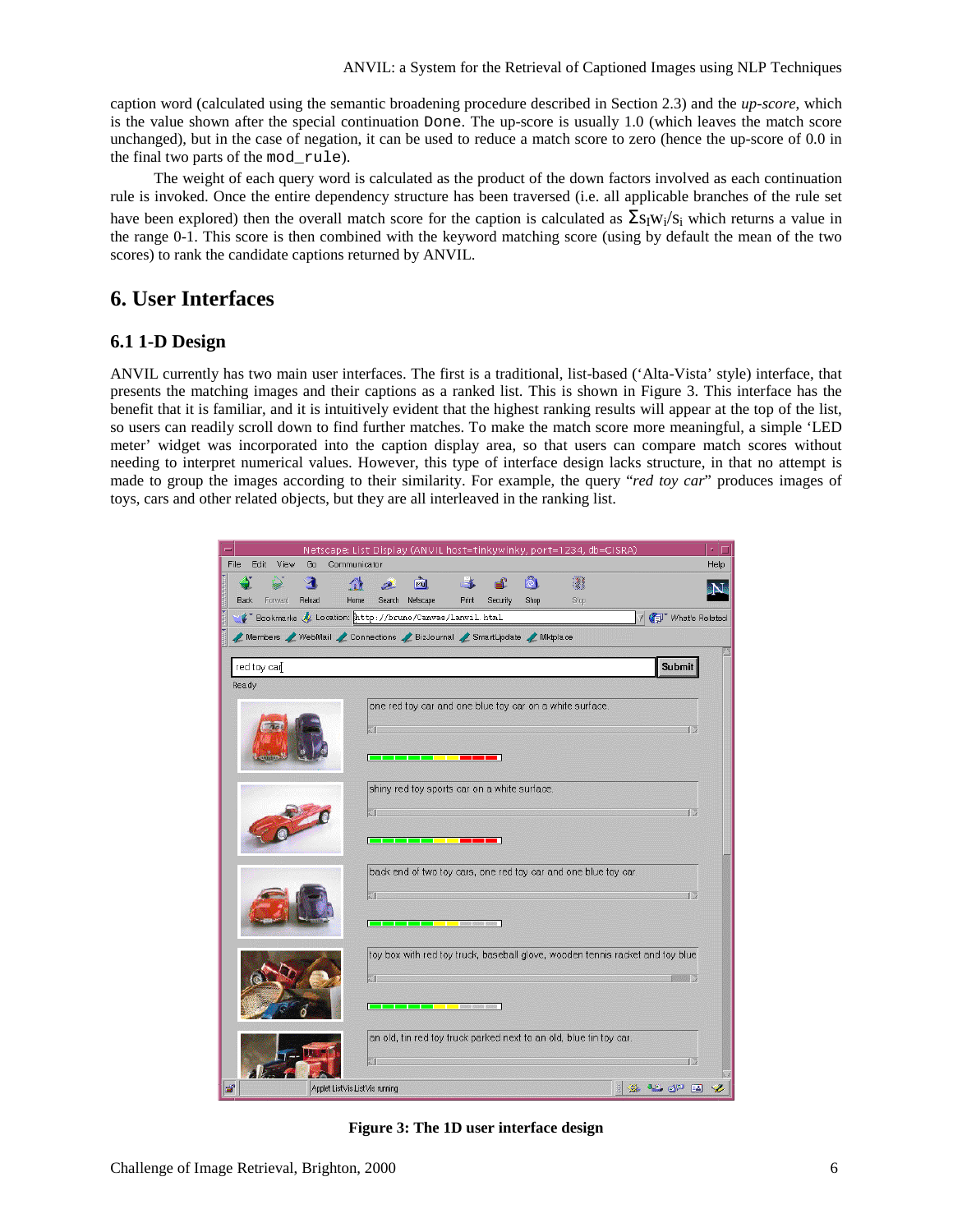caption word (calculated using the semantic broadening procedure described in Section 2.3) and the *up-score*, which is the value shown after the special continuation `Done`. The up-score is usually 1.0 (which leaves the match score unchanged), but in the case of negation, it can be used to reduce a match score to zero (hence the up-score of 0.0 in the final two parts of the `mod_rule`).

The weight of each query word is calculated as the product of the down factors involved as each continuation rule is invoked. Once the entire dependency structure has been traversed (i.e. all applicable branches of the rule set have been explored) then the overall match score for the caption is calculated as $\Sigma s_i w_i / s_i$ which returns a value in the range 0-1. This score is then combined with the keyword matching score (using by default the mean of the two scores) to rank the candidate captions returned by ANVIL.

## 6. User Interfaces

### 6.1 1-D Design

ANVIL currently has two main user interfaces. The first is a traditional, list-based ('Alta-Vista' style) interface, that presents the matching images and their captions as a ranked list. This is shown in Figure 3. This interface has the benefit that it is familiar, and it is intuitively evident that the highest ranking results will appear at the top of the list, so users can readily scroll down to find further matches. To make the match score more meaningful, a simple 'LED meter' widget was incorporated into the caption display area, so that users can compare match scores without needing to interpret numerical values. However, this type of interface design lacks structure, in that no attempt is made to group the images according to their similarity. For example, the query "*red toy car*" produces images of toys, cars and other related objects, but they are all interleaved in the ranking list.

**Figure 3: The 1D user interface design**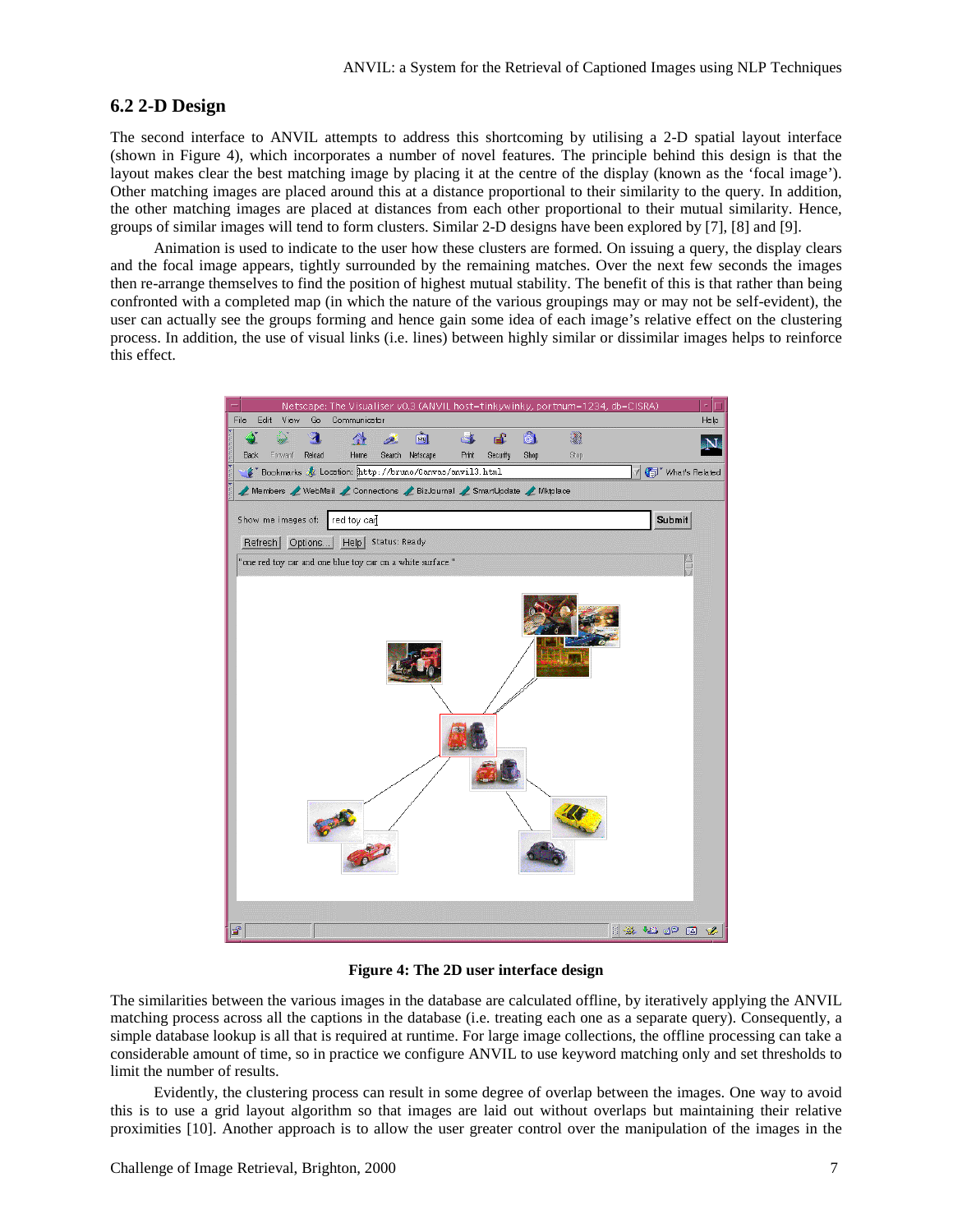## 6.2 2-D Design

The second interface to ANVIL attempts to address this shortcoming by utilising a 2-D spatial layout interface (shown in Figure 4), which incorporates a number of novel features. The principle behind this design is that the layout makes clear the best matching image by placing it at the centre of the display (known as the 'focal image'). Other matching images are placed around this at a distance proportional to their similarity to the query. In addition, the other matching images are placed at distances from each other proportional to their mutual similarity. Hence, groups of similar images will tend to form clusters. Similar 2-D designs have been explored by [7], [8] and [9].

Animation is used to indicate to the user how these clusters are formed. On issuing a query, the display clears and the focal image appears, tightly surrounded by the remaining matches. Over the next few seconds the images then re-arrange themselves to find the position of highest mutual stability. The benefit of this is that rather than being confronted with a completed map (in which the nature of the various groupings may or may not be self-evident), the user can actually see the groups forming and hence gain some idea of each image's relative effect on the clustering process. In addition, the use of visual links (i.e. lines) between highly similar or dissimilar images helps to reinforce this effect.

**Figure 4: The 2D user interface design**

The similarities between the various images in the database are calculated offline, by iteratively applying the ANVIL matching process across all the captions in the database (i.e. treating each one as a separate query). Consequently, a simple database lookup is all that is required at runtime. For large image collections, the offline processing can take a considerable amount of time, so in practice we configure ANVIL to use keyword matching only and set thresholds to limit the number of results.

Evidently, the clustering process can result in some degree of overlap between the images. One way to avoid this is to use a grid layout algorithm so that images are laid out without overlaps but maintaining their relative proximities [10]. Another approach is to allow the user greater control over the manipulation of the images in the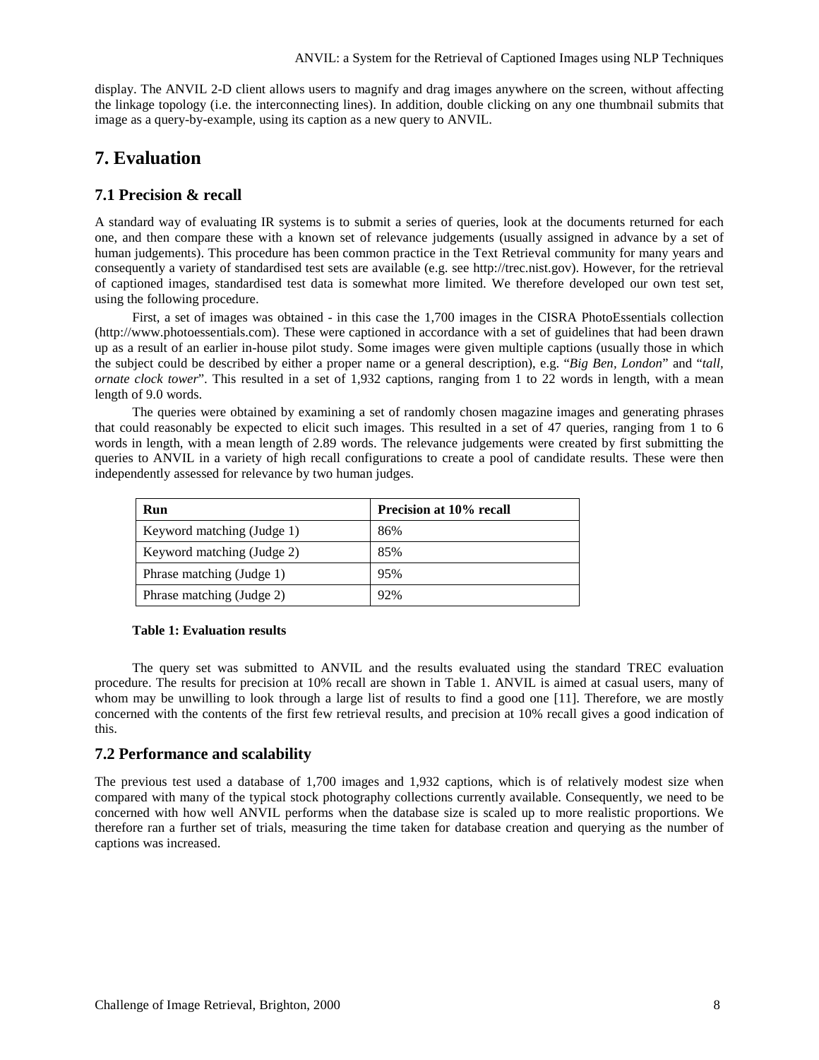display. The ANVIL 2-D client allows users to magnify and drag images anywhere on the screen, without affecting the linkage topology (i.e. the interconnecting lines). In addition, double clicking on any one thumbnail submits that image as a query-by-example, using its caption as a new query to ANVIL.

# 7. Evaluation

## 7.1 Precision & recall

A standard way of evaluating IR systems is to submit a series of queries, look at the documents returned for each one, and then compare these with a known set of relevance judgements (usually assigned in advance by a set of human judgements). This procedure has been common practice in the Text Retrieval community for many years and consequently a variety of standardised test sets are available (e.g. see http://trec.nist.gov). However, for the retrieval of captioned images, standardised test data is somewhat more limited. We therefore developed our own test set, using the following procedure.

First, a set of images was obtained - in this case the 1,700 images in the CISRA PhotoEssentials collection (http://www.photoessentials.com). These were captioned in accordance with a set of guidelines that had been drawn up as a result of an earlier in-house pilot study. Some images were given multiple captions (usually those in which the subject could be described by either a proper name or a general description), e.g. "*Big Ben, London*" and "*tall, ornate clock tower*". This resulted in a set of 1,932 captions, ranging from 1 to 22 words in length, with a mean length of 9.0 words.

The queries were obtained by examining a set of randomly chosen magazine images and generating phrases that could reasonably be expected to elicit such images. This resulted in a set of 47 queries, ranging from 1 to 6 words in length, with a mean length of 2.89 words. The relevance judgements were created by first submitting the queries to ANVIL in a variety of high recall configurations to create a pool of candidate results. These were then independently assessed for relevance by two human judges.

| Run | Precision at 10% recall |
|---|---|
| Keyword matching (Judge 1) | 86% |
| Keyword matching (Judge 2) | 85% |
| Phrase matching (Judge 1) | 95% |
| Phrase matching (Judge 2) | 92% |

**Table 1: Evaluation results**

The query set was submitted to ANVIL and the results evaluated using the standard TREC evaluation procedure. The results for precision at 10% recall are shown in Table 1. ANVIL is aimed at casual users, many of whom may be unwilling to look through a large list of results to find a good one [11]. Therefore, we are mostly concerned with the contents of the first few retrieval results, and precision at 10% recall gives a good indication of this.

## 7.2 Performance and scalability

The previous test used a database of 1,700 images and 1,932 captions, which is of relatively modest size when compared with many of the typical stock photography collections currently available. Consequently, we need to be concerned with how well ANVIL performs when the database size is scaled up to more realistic proportions. We therefore ran a further set of trials, measuring the time taken for database creation and querying as the number of captions was increased.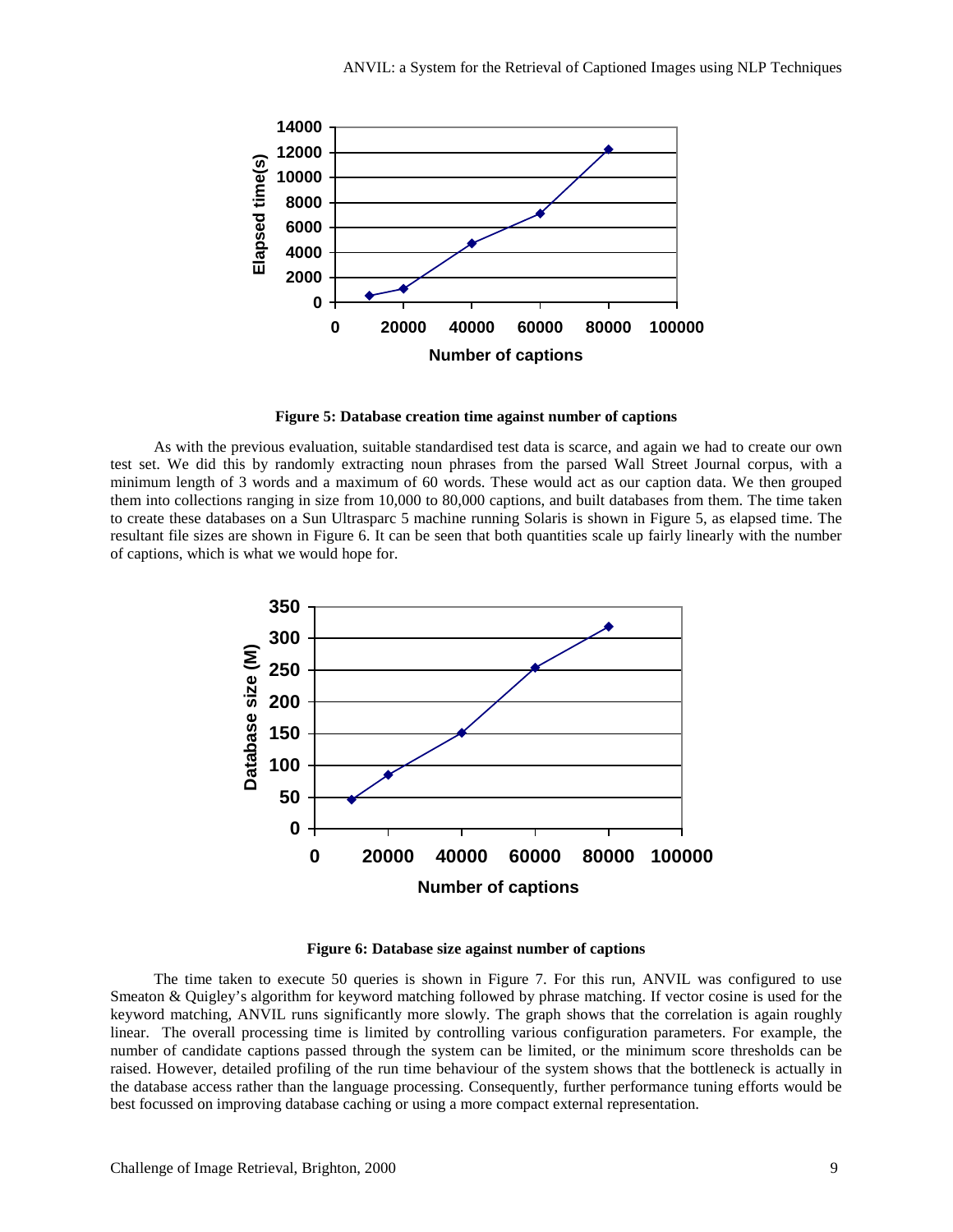**Figure 5: Database creation time against number of captions**

As with the previous evaluation, suitable standardised test data is scarce, and again we had to create our own test set. We did this by randomly extracting noun phrases from the parsed Wall Street Journal corpus, with a minimum length of 3 words and a maximum of 60 words. These would act as our caption data. We then grouped them into collections ranging in size from 10,000 to 80,000 captions, and built databases from them. The time taken to create these databases on a Sun Ultrasparc 5 machine running Solaris is shown in Figure 5, as elapsed time. The resultant file sizes are shown in Figure 6. It can be seen that both quantities scale up fairly linearly with the number of captions, which is what we would hope for.

**Figure 6: Database size against number of captions**

The time taken to execute 50 queries is shown in Figure 7. For this run, ANVIL was configured to use Smeaton & Quigley's algorithm for keyword matching followed by phrase matching. If vector cosine is used for the keyword matching, ANVIL runs significantly more slowly. The graph shows that the correlation is again roughly linear. The overall processing time is limited by controlling various configuration parameters. For example, the number of candidate captions passed through the system can be limited, or the minimum score thresholds can be raised. However, detailed profiling of the run time behaviour of the system shows that the bottleneck is actually in the database access rather than the language processing. Consequently, further performance tuning efforts would be best focussed on improving database caching or using a more compact external representation.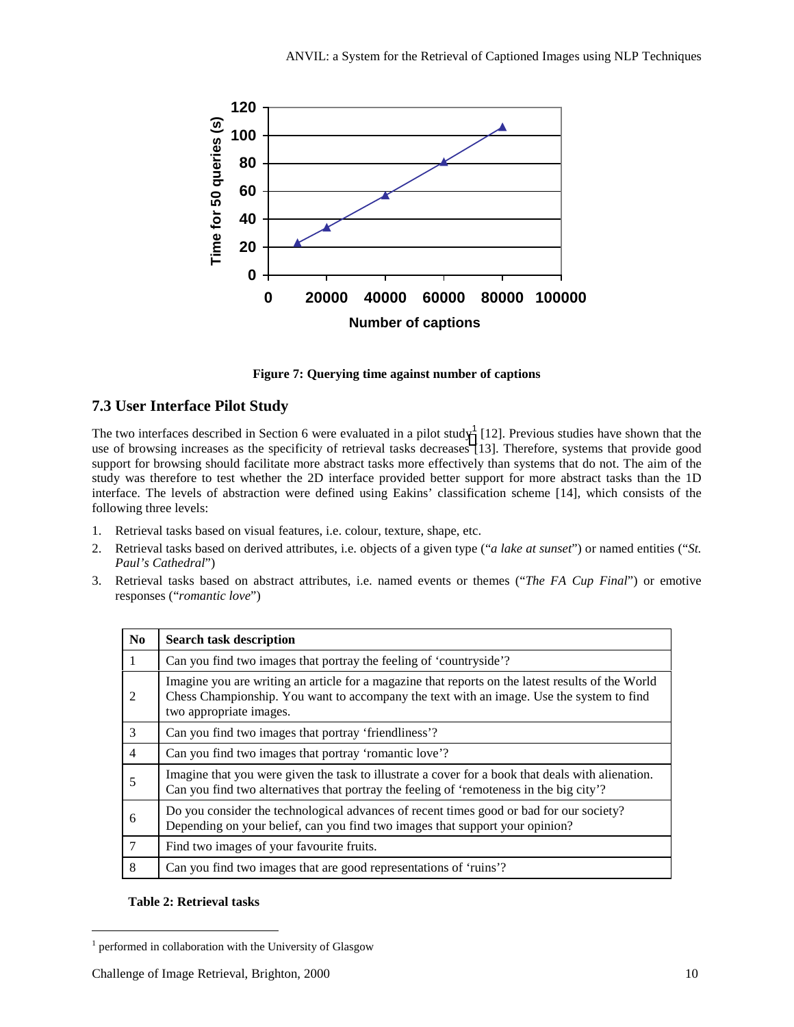Figure 7: Querying time against number of captions

## 7.3 User Interface Pilot Study

The two interfaces described in Section 6 were evaluated in a pilot study[1] [12]. Previous studies have shown that the use of browsing increases as the specificity of retrieval tasks decreases [13]. Therefore, systems that provide good support for browsing should facilitate more abstract tasks more effectively than systems that do not. The aim of the study was therefore to test whether the 2D interface provided better support for more abstract tasks than the 1D interface. The levels of abstraction were defined using Eakins' classification scheme [14], which consists of the following three levels:

1. Retrieval tasks based on visual features, i.e. colour, texture, shape, etc.
2. Retrieval tasks based on derived attributes, i.e. objects of a given type ("*a lake at sunset*") or named entities ("*St. Paul's Cathedral*")
3. Retrieval tasks based on abstract attributes, i.e. named events or themes ("*The FA Cup Final*") or emotive responses ("*romantic love*")

| No | Search task description |
|---|---|
| 1 | Can you find two images that portray the feeling of 'countryside'? |
| 2 | Imagine you are writing an article for a magazine that reports on the latest results of the World Chess Championship. You want to accompany the text with an image. Use the system to find two appropriate images. |
| 3 | Can you find two images that portray 'friendliness'? |
| 4 | Can you find two images that portray 'romantic love'? |
| 5 | Imagine that you were given the task to illustrate a cover for a book that deals with alienation. Can you find two alternatives that portray the feeling of 'remoteness in the big city'? |
| 6 | Do you consider the technological advances of recent times good or bad for our society? Depending on your belief, can you find two images that support your opinion? |
| 7 | Find two images of your favourite fruits. |
| 8 | Can you find two images that are good representations of 'ruins'? |

**Table 2: Retrieval tasks**

[1] performed in collaboration with the University of Glasgow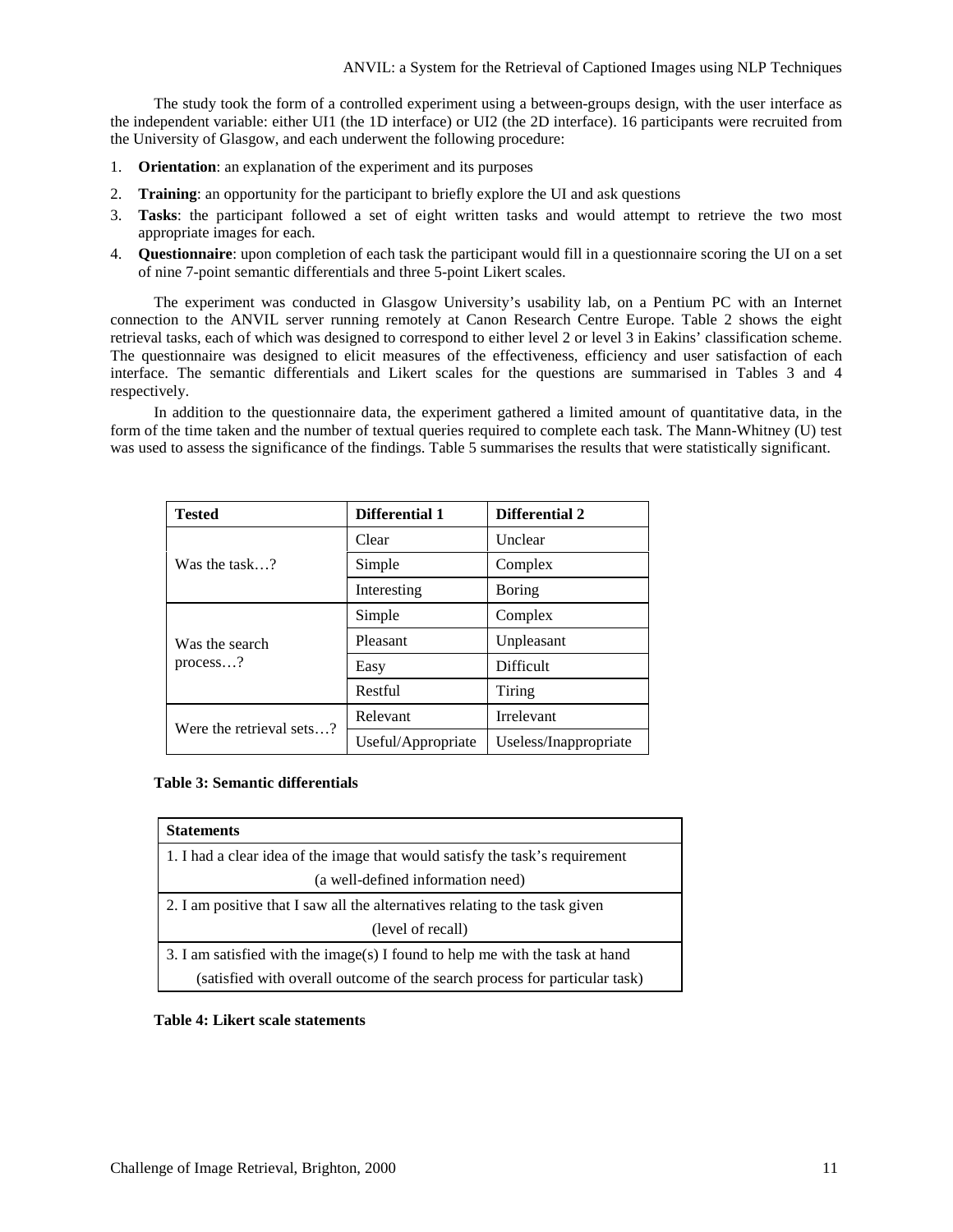The study took the form of a controlled experiment using a between-groups design, with the user interface as the independent variable: either UI1 (the 1D interface) or UI2 (the 2D interface). 16 participants were recruited from the University of Glasgow, and each underwent the following procedure:

1. **Orientation**: an explanation of the experiment and its purposes
2. **Training**: an opportunity for the participant to briefly explore the UI and ask questions
3. **Tasks**: the participant followed a set of eight written tasks and would attempt to retrieve the two most appropriate images for each.
4. **Questionnaire**: upon completion of each task the participant would fill in a questionnaire scoring the UI on a set of nine 7-point semantic differentials and three 5-point Likert scales.

The experiment was conducted in Glasgow University's usability lab, on a Pentium PC with an Internet connection to the ANVIL server running remotely at Canon Research Centre Europe. Table 2 shows the eight retrieval tasks, each of which was designed to correspond to either level 2 or level 3 in Eakins' classification scheme. The questionnaire was designed to elicit measures of the effectiveness, efficiency and user satisfaction of each interface. The semantic differentials and Likert scales for the questions are summarised in Tables 3 and 4 respectively.

In addition to the questionnaire data, the experiment gathered a limited amount of quantitative data, in the form of the time taken and the number of textual queries required to complete each task. The Mann-Whitney (U) test was used to assess the significance of the findings. Table 5 summarises the results that were statistically significant.

| Tested | Differential 1 | Differential 2 |
|---|---|---|
| Was the task…? | Clear | Unclear |
| | Simple | Complex |
| | Interesting | Boring |
| Was the search process…? | Simple | Complex |
| | Pleasant | Unpleasant |
| | Easy | Difficult |
| | Restful | Tiring |
| Were the retrieval sets…? | Relevant | Irrelevant |
| | Useful/Appropriate | Useless/Inappropriate |

**Table 3: Semantic differentials**

| Statements |
|---|
| 1. I had a clear idea of the image that would satisfy the task's requirement (a well-defined information need) |
| 2. I am positive that I saw all the alternatives relating to the task given (level of recall) |
| 3. I am satisfied with the image(s) I found to help me with the task at hand (satisfied with overall outcome of the search process for particular task) |

**Table 4: Likert scale statements**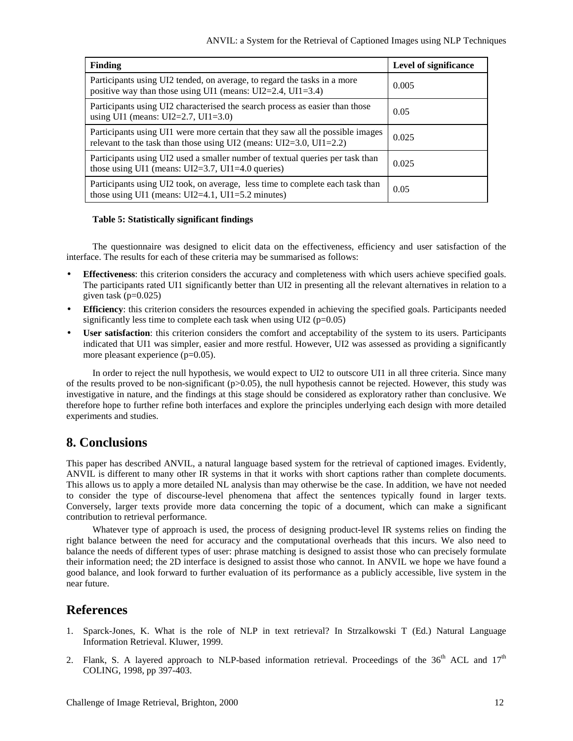| Finding | Level of significance |
| --- | --- |
| Participants using UI2 tended, on average, to regard the tasks in a more positive way than those using UI1 (means: UI2=2.4, UI1=3.4) | 0.005 |
| Participants using UI2 characterised the search process as easier than those using UI1 (means: UI2=2.7, UI1=3.0) | 0.05 |
| Participants using UI1 were more certain that they saw all the possible images relevant to the task than those using UI2 (means: UI2=3.0, UI1=2.2) | 0.025 |
| Participants using UI2 used a smaller number of textual queries per task than those using UI1 (means: UI2=3.7, UI1=4.0 queries) | 0.025 |
| Participants using UI2 took, on average, less time to complete each task than those using UI1 (means: UI2=4.1, UI1=5.2 minutes) | 0.05 |

**Table 5: Statistically significant findings**

The questionnaire was designed to elicit data on the effectiveness, efficiency and user satisfaction of the interface. The results for each of these criteria may be summarised as follows:

- **Effectiveness**: this criterion considers the accuracy and completeness with which users achieve specified goals. The participants rated UI1 significantly better than UI2 in presenting all the relevant alternatives in relation to a given task ($p=0.025$)
- **Efficiency**: this criterion considers the resources expended in achieving the specified goals. Participants needed significantly less time to complete each task when using UI2 ($p=0.05$)
- **User satisfaction**: this criterion considers the comfort and acceptability of the system to its users. Participants indicated that UI1 was simpler, easier and more restful. However, UI2 was assessed as providing a significantly more pleasant experience ($p=0.05$).

In order to reject the null hypothesis, we would expect to UI2 to outscore UI1 in all three criteria. Since many of the results proved to be non-significant ($p>0.05$), the null hypothesis cannot be rejected. However, this study was investigative in nature, and the findings at this stage should be considered as exploratory rather than conclusive. We therefore hope to further refine both interfaces and explore the principles underlying each design with more detailed experiments and studies.

## 8. Conclusions

This paper has described ANVIL, a natural language based system for the retrieval of captioned images. Evidently, ANVIL is different to many other IR systems in that it works with short captions rather than complete documents. This allows us to apply a more detailed NL analysis than may otherwise be the case. In addition, we have not needed to consider the type of discourse-level phenomena that affect the sentences typically found in larger texts. Conversely, larger texts provide more data concerning the topic of a document, which can make a significant contribution to retrieval performance.

Whatever type of approach is used, the process of designing product-level IR systems relies on finding the right balance between the need for accuracy and the computational overheads that this incurs. We also need to balance the needs of different types of user: phrase matching is designed to assist those who can precisely formulate their information need; the 2D interface is designed to assist those who cannot. In ANVIL we hope we have found a good balance, and look forward to further evaluation of its performance as a publicly accessible, live system in the near future.

## References

1. Sparck-Jones, K. What is the role of NLP in text retrieval? In Strzalkowski T (Ed.) Natural Language Information Retrieval. Kluwer, 1999.
2. Flank, S. A layered approach to NLP-based information retrieval. Proceedings of the 36th ACL and 17th COLING, 1998, pp 397-403.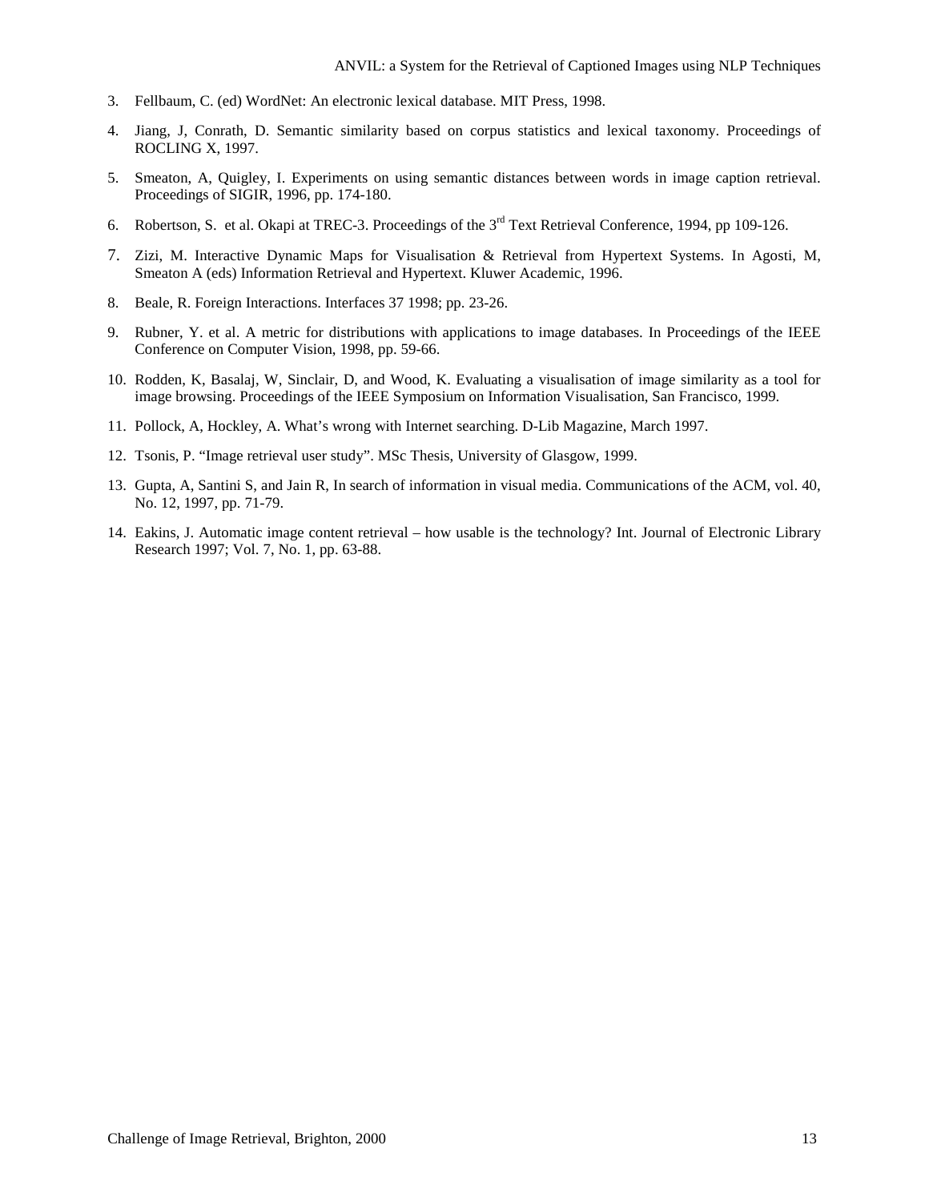3. Fellbaum, C. (ed) WordNet: An electronic lexical database. MIT Press, 1998.
4. Jiang, J, Conrath, D. Semantic similarity based on corpus statistics and lexical taxonomy. Proceedings of ROCLING X, 1997.
5. Smeaton, A, Quigley, I. Experiments on using semantic distances between words in image caption retrieval. Proceedings of SIGIR, 1996, pp. 174-180.
6. Robertson, S. et al. Okapi at TREC-3. Proceedings of the 3rd Text Retrieval Conference, 1994, pp 109-126.
7. Zizi, M. Interactive Dynamic Maps for Visualisation & Retrieval from Hypertext Systems. In Agosti, M, Smeaton A (eds) Information Retrieval and Hypertext. Kluwer Academic, 1996.
8. Beale, R. Foreign Interactions. Interfaces 37 1998; pp. 23-26.
9. Rubner, Y. et al. A metric for distributions with applications to image databases. In Proceedings of the IEEE Conference on Computer Vision, 1998, pp. 59-66.
10. Rodden, K, Basalaj, W, Sinclair, D, and Wood, K. Evaluating a visualisation of image similarity as a tool for image browsing. Proceedings of the IEEE Symposium on Information Visualisation, San Francisco, 1999.
11. Pollock, A, Hockley, A. What's wrong with Internet searching. D-Lib Magazine, March 1997.
12. Tsonis, P. "Image retrieval user study". MSc Thesis, University of Glasgow, 1999.
13. Gupta, A, Santini S, and Jain R, In search of information in visual media. Communications of the ACM, vol. 40, No. 12, 1997, pp. 71-79.
14. Eakins, J. Automatic image content retrieval – how usable is the technology? Int. Journal of Electronic Library Research 1997; Vol. 7, No. 1, pp. 63-88.